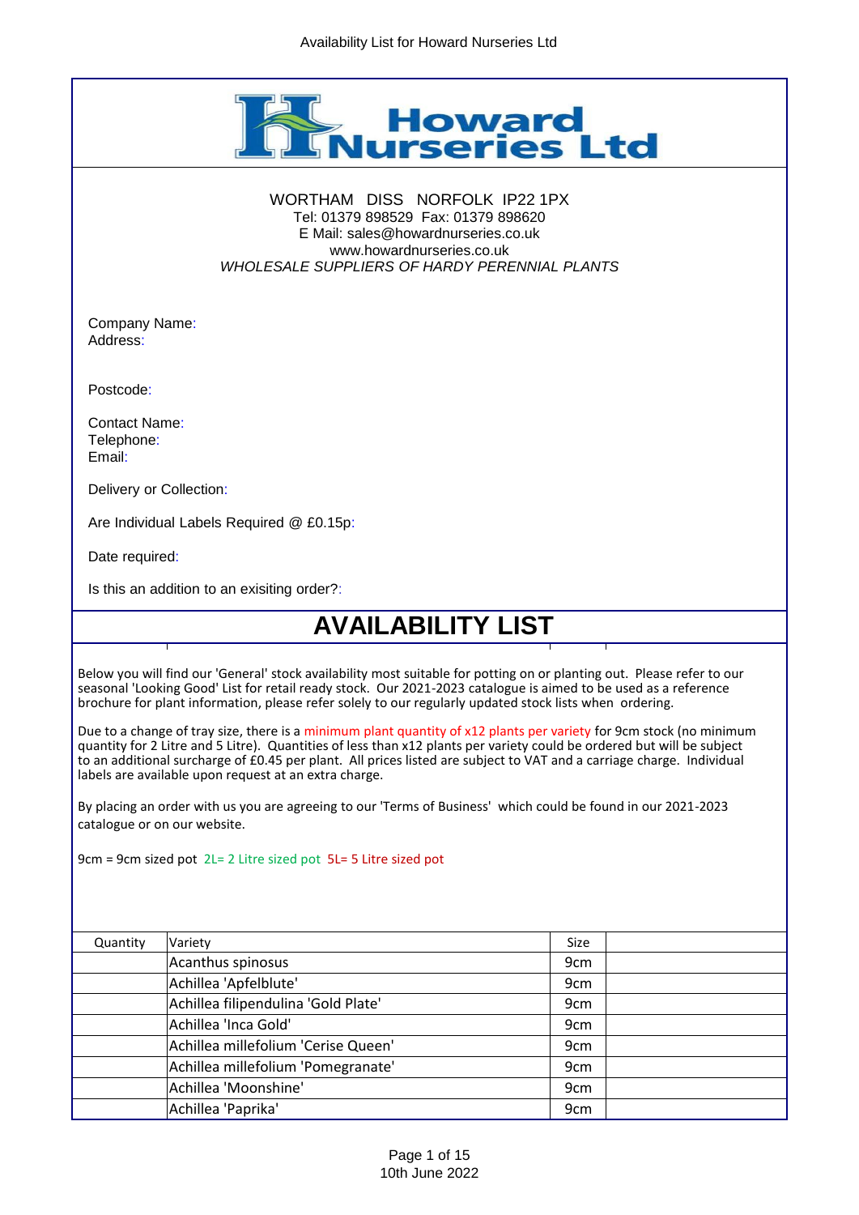Availability List for Howard Nurseries Ltd

# Howard Nurseries Ltd

WORTHAM DISS NORFOLK IP22 1PX
Tel: 01379 898529 Fax: 01379 898620
E Mail: sales@howardnurseries.co.uk
www.howardnurseries.co.uk
*WHOLESALE SUPPLIERS OF HARDY PERENNIAL PLANTS*

Company Name:
Address:

Postcode:

Contact Name:
Telephone:
Email:

Delivery or Collection:

Are Individual Labels Required @ £0.15p:

Date required:

Is this an addition to an exisiting order?:

## AVAILABILITY LIST

Below you will find our 'General' stock availability most suitable for potting on or planting out. Please refer to our seasonal 'Looking Good' List for retail ready stock. Our 2021-2023 catalogue is aimed to be used as a reference brochure for plant information, please refer solely to our regularly updated stock lists when ordering.

Due to a change of tray size, there is a minimum plant quantity of x12 plants per variety for 9cm stock (no minimum quantity for 2 Litre and 5 Litre). Quantities of less than x12 plants per variety could be ordered but will be subject to an additional surcharge of £0.45 per plant. All prices listed are subject to VAT and a carriage charge. Individual labels are available upon request at an extra charge.

By placing an order with us you are agreeing to our 'Terms of Business' which could be found in our 2021-2023 catalogue or on our website.

9cm = 9cm sized pot 2L= 2 Litre sized pot 5L= 5 Litre sized pot

| Quantity | Variety | Size | |
|---|---|---|---|
| | Acanthus spinosus | 9cm | |
| | Achillea 'Apfelblute' | 9cm | |
| | Achillea filipendulina 'Gold Plate' | 9cm | |
| | Achillea 'Inca Gold' | 9cm | |
| | Achillea millefolium 'Cerise Queen' | 9cm | |
| | Achillea millefolium 'Pomegranate' | 9cm | |
| | Achillea 'Moonshine' | 9cm | |
| | Achillea 'Paprika' | 9cm | |

10th June 2022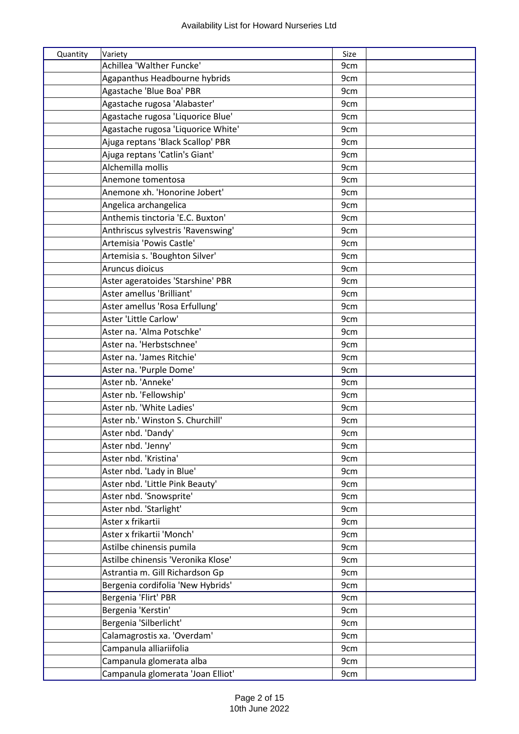# Availability List for Howard Nurseries Ltd

| Quantity | Variety | Size | |
|---|---|---|---|
| | Achillea 'Walther Funcke' | 9cm | |
| | Agapanthus Headbourne hybrids | 9cm | |
| | Agastache 'Blue Boa' PBR | 9cm | |
| | Agastache rugosa 'Alabaster' | 9cm | |
| | Agastache rugosa 'Liquorice Blue' | 9cm | |
| | Agastache rugosa 'Liquorice White' | 9cm | |
| | Ajuga reptans 'Black Scallop' PBR | 9cm | |
| | Ajuga reptans 'Catlin's Giant' | 9cm | |
| | Alchemilla mollis | 9cm | |
| | Anemone tomentosa | 9cm | |
| | Anemone xh. 'Honorine Jobert' | 9cm | |
| | Angelica archangelica | 9cm | |
| | Anthemis tinctoria 'E.C. Buxton' | 9cm | |
| | Anthriscus sylvestris 'Ravenswing' | 9cm | |
| | Artemisia 'Powis Castle' | 9cm | |
| | Artemisia s. 'Boughton Silver' | 9cm | |
| | Aruncus dioicus | 9cm | |
| | Aster ageratoides 'Starshine' PBR | 9cm | |
| | Aster amellus 'Brilliant' | 9cm | |
| | Aster amellus 'Rosa Erfullung' | 9cm | |
| | Aster 'Little Carlow' | 9cm | |
| | Aster na. 'Alma Potschke' | 9cm | |
| | Aster na. 'Herbstschnee' | 9cm | |
| | Aster na. 'James Ritchie' | 9cm | |
| | Aster na. 'Purple Dome' | 9cm | |
| | Aster nb. 'Anneke' | 9cm | |
| | Aster nb. 'Fellowship' | 9cm | |
| | Aster nb. 'White Ladies' | 9cm | |
| | Aster nb.' Winston S. Churchill' | 9cm | |
| | Aster nbd. 'Dandy' | 9cm | |
| | Aster nbd. 'Jenny' | 9cm | |
| | Aster nbd. 'Kristina' | 9cm | |
| | Aster nbd. 'Lady in Blue' | 9cm | |
| | Aster nbd. 'Little Pink Beauty' | 9cm | |
| | Aster nbd. 'Snowsprite' | 9cm | |
| | Aster nbd. 'Starlight' | 9cm | |
| | Aster x frikartii | 9cm | |
| | Aster x frikartii 'Monch' | 9cm | |
| | Astilbe chinensis pumila | 9cm | |
| | Astilbe chinensis 'Veronika Klose' | 9cm | |
| | Astrantia m. Gill Richardson Gp | 9cm | |
| | Bergenia cordifolia 'New Hybrids' | 9cm | |
| | Bergenia 'Flirt' PBR | 9cm | |
| | Bergenia 'Kerstin' | 9cm | |
| | Bergenia 'Silberlicht' | 9cm | |
| | Calamagrostis xa. 'Overdam' | 9cm | |
| | Campanula alliariifolia | 9cm | |
| | Campanula glomerata alba | 9cm | |
| | Campanula glomerata 'Joan Elliot' | 9cm | |

10th June 2022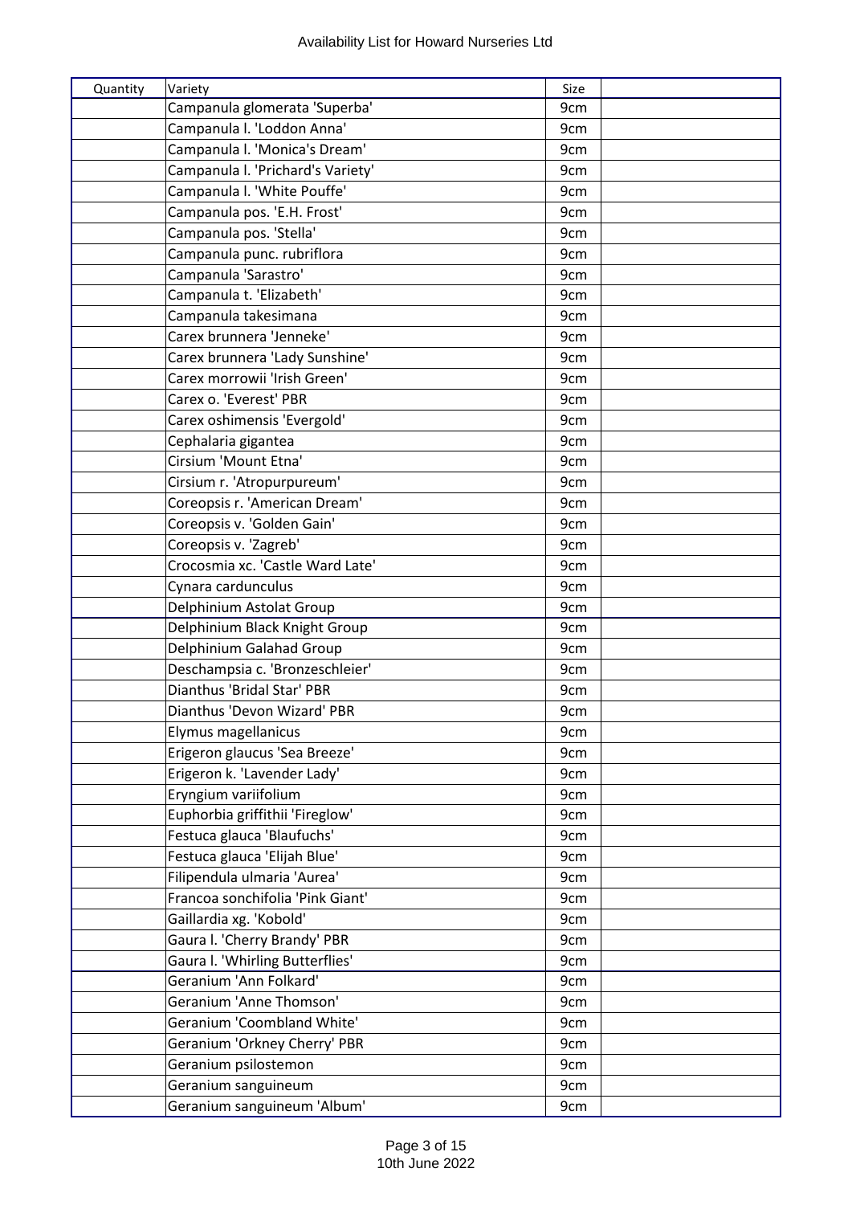| Quantity | Variety | Size | |
|---|---|---|---|
| | Campanula glomerata 'Superba' | 9cm | |
| | Campanula l. 'Loddon Anna' | 9cm | |
| | Campanula l. 'Monica's Dream' | 9cm | |
| | Campanula l. 'Prichard's Variety' | 9cm | |
| | Campanula l. 'White Pouffe' | 9cm | |
| | Campanula pos. 'E.H. Frost' | 9cm | |
| | Campanula pos. 'Stella' | 9cm | |
| | Campanula punc. rubriflora | 9cm | |
| | Campanula 'Sarastro' | 9cm | |
| | Campanula t. 'Elizabeth' | 9cm | |
| | Campanula takesimana | 9cm | |
| | Carex brunnera 'Jenneke' | 9cm | |
| | Carex brunnera 'Lady Sunshine' | 9cm | |
| | Carex morrowii 'Irish Green' | 9cm | |
| | Carex o. 'Everest' PBR | 9cm | |
| | Carex oshimensis 'Evergold' | 9cm | |
| | Cephalaria gigantea | 9cm | |
| | Cirsium 'Mount Etna' | 9cm | |
| | Cirsium r. 'Atropurpureum' | 9cm | |
| | Coreopsis r. 'American Dream' | 9cm | |
| | Coreopsis v. 'Golden Gain' | 9cm | |
| | Coreopsis v. 'Zagreb' | 9cm | |
| | Crocosmia xc. 'Castle Ward Late' | 9cm | |
| | Cynara cardunculus | 9cm | |
| | Delphinium Astolat Group | 9cm | |
| | Delphinium Black Knight Group | 9cm | |
| | Delphinium Galahad Group | 9cm | |
| | Deschampsia c. 'Bronzeschleier' | 9cm | |
| | Dianthus 'Bridal Star' PBR | 9cm | |
| | Dianthus 'Devon Wizard' PBR | 9cm | |
| | Elymus magellanicus | 9cm | |
| | Erigeron glaucus 'Sea Breeze' | 9cm | |
| | Erigeron k. 'Lavender Lady' | 9cm | |
| | Eryngium variifolium | 9cm | |
| | Euphorbia griffithii 'Fireglow' | 9cm | |
| | Festuca glauca 'Blaufuchs' | 9cm | |
| | Festuca glauca 'Elijah Blue' | 9cm | |
| | Filipendula ulmaria 'Aurea' | 9cm | |
| | Francoa sonchifolia 'Pink Giant' | 9cm | |
| | Gaillardia xg. 'Kobold' | 9cm | |
| | Gaura l. 'Cherry Brandy' PBR | 9cm | |
| | Gaura l. 'Whirling Butterflies' | 9cm | |
| | Geranium 'Ann Folkard' | 9cm | |
| | Geranium 'Anne Thomson' | 9cm | |
| | Geranium 'Coombland White' | 9cm | |
| | Geranium 'Orkney Cherry' PBR | 9cm | |
| | Geranium psilostemon | 9cm | |
| | Geranium sanguineum | 9cm | |
| | Geranium sanguineum 'Album' | 9cm | |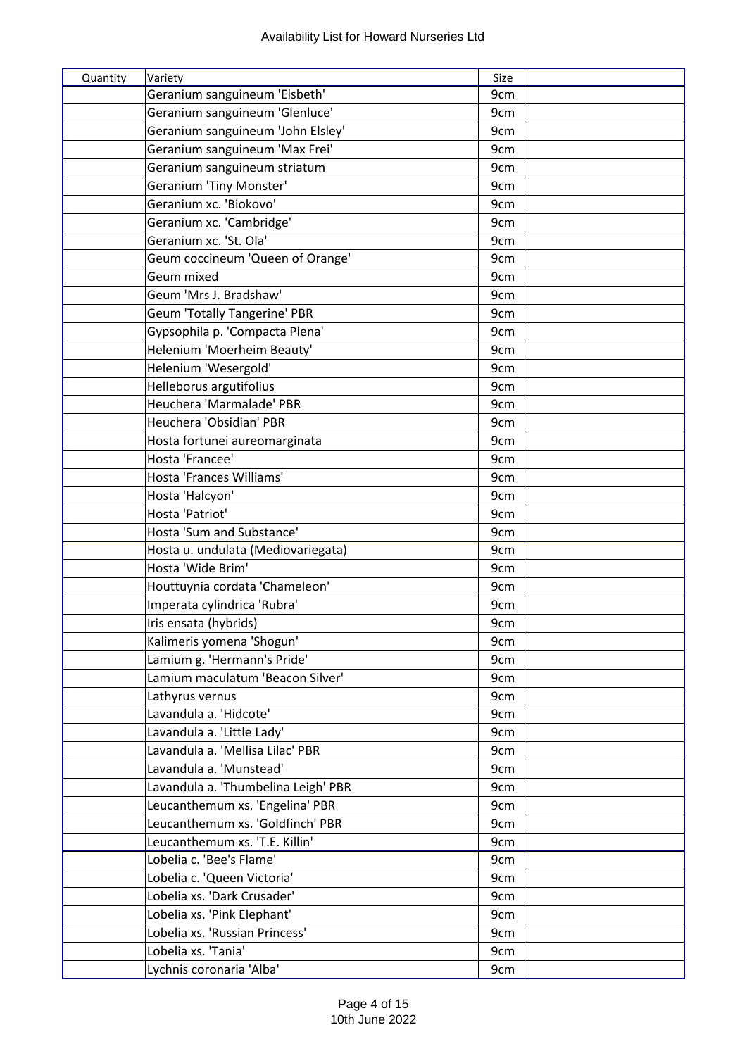| Quantity | Variety | Size | |
|---|---|---|---|
| | Geranium sanguineum 'Elsbeth' | 9cm | |
| | Geranium sanguineum 'Glenluce' | 9cm | |
| | Geranium sanguineum 'John Elsley' | 9cm | |
| | Geranium sanguineum 'Max Frei' | 9cm | |
| | Geranium sanguineum striatum | 9cm | |
| | Geranium 'Tiny Monster' | 9cm | |
| | Geranium xc. 'Biokovo' | 9cm | |
| | Geranium xc. 'Cambridge' | 9cm | |
| | Geranium xc. 'St. Ola' | 9cm | |
| | Geum coccineum 'Queen of Orange' | 9cm | |
| | Geum mixed | 9cm | |
| | Geum 'Mrs J. Bradshaw' | 9cm | |
| | Geum 'Totally Tangerine' PBR | 9cm | |
| | Gypsophila p. 'Compacta Plena' | 9cm | |
| | Helenium 'Moerheim Beauty' | 9cm | |
| | Helenium 'Wesergold' | 9cm | |
| | Helleborus argutifolius | 9cm | |
| | Heuchera 'Marmalade' PBR | 9cm | |
| | Heuchera 'Obsidian' PBR | 9cm | |
| | Hosta fortunei aureomarginata | 9cm | |
| | Hosta 'Francee' | 9cm | |
| | Hosta 'Frances Williams' | 9cm | |
| | Hosta 'Halcyon' | 9cm | |
| | Hosta 'Patriot' | 9cm | |
| | Hosta 'Sum and Substance' | 9cm | |
| | Hosta u. undulata (Mediovariegata) | 9cm | |
| | Hosta 'Wide Brim' | 9cm | |
| | Houttuynia cordata 'Chameleon' | 9cm | |
| | Imperata cylindrica 'Rubra' | 9cm | |
| | Iris ensata (hybrids) | 9cm | |
| | Kalimeris yomena 'Shogun' | 9cm | |
| | Lamium g. 'Hermann's Pride' | 9cm | |
| | Lamium maculatum 'Beacon Silver' | 9cm | |
| | Lathyrus vernus | 9cm | |
| | Lavandula a. 'Hidcote' | 9cm | |
| | Lavandula a. 'Little Lady' | 9cm | |
| | Lavandula a. 'Mellisa Lilac' PBR | 9cm | |
| | Lavandula a. 'Munstead' | 9cm | |
| | Lavandula a. 'Thumbelina Leigh' PBR | 9cm | |
| | Leucanthemum xs. 'Engelina' PBR | 9cm | |
| | Leucanthemum xs. 'Goldfinch' PBR | 9cm | |
| | Leucanthemum xs. 'T.E. Killin' | 9cm | |
| | Lobelia c. 'Bee's Flame' | 9cm | |
| | Lobelia c. 'Queen Victoria' | 9cm | |
| | Lobelia xs. 'Dark Crusader' | 9cm | |
| | Lobelia xs. 'Pink Elephant' | 9cm | |
| | Lobelia xs. 'Russian Princess' | 9cm | |
| | Lobelia xs. 'Tania' | 9cm | |
| | Lychnis coronaria 'Alba' | 9cm | |

10th June 2022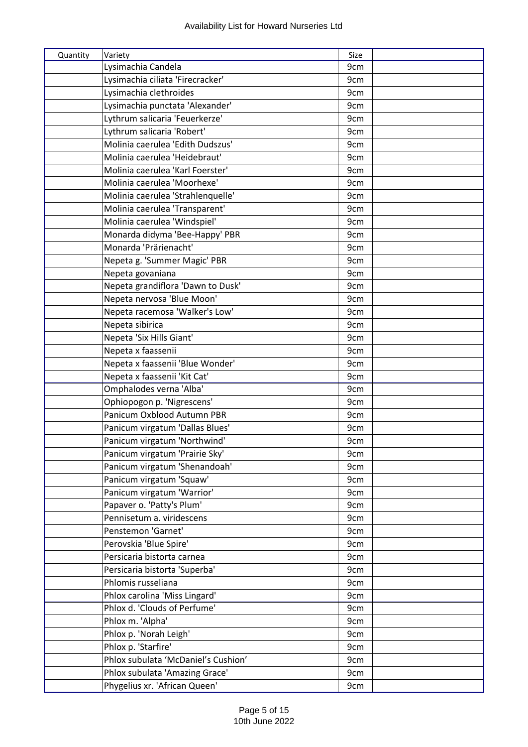| Quantity | Variety | Size | |
|---|---|---|---|
| | Lysimachia Candela | 9cm | |
| | Lysimachia ciliata 'Firecracker' | 9cm | |
| | Lysimachia clethroides | 9cm | |
| | Lysimachia punctata 'Alexander' | 9cm | |
| | Lythrum salicaria 'Feuerkerze' | 9cm | |
| | Lythrum salicaria 'Robert' | 9cm | |
| | Molinia caerulea 'Edith Dudszus' | 9cm | |
| | Molinia caerulea 'Heidebraut' | 9cm | |
| | Molinia caerulea 'Karl Foerster' | 9cm | |
| | Molinia caerulea 'Moorhexe' | 9cm | |
| | Molinia caerulea 'Strahlenquelle' | 9cm | |
| | Molinia caerulea 'Transparent' | 9cm | |
| | Molinia caerulea 'Windspiel' | 9cm | |
| | Monarda didyma 'Bee-Happy' PBR | 9cm | |
| | Monarda 'Prärienacht' | 9cm | |
| | Nepeta g. 'Summer Magic' PBR | 9cm | |
| | Nepeta govaniana | 9cm | |
| | Nepeta grandiflora 'Dawn to Dusk' | 9cm | |
| | Nepeta nervosa 'Blue Moon' | 9cm | |
| | Nepeta racemosa 'Walker's Low' | 9cm | |
| | Nepeta sibirica | 9cm | |
| | Nepeta 'Six Hills Giant' | 9cm | |
| | Nepeta x faassenii | 9cm | |
| | Nepeta x faassenii 'Blue Wonder' | 9cm | |
| | Nepeta x faassenii 'Kit Cat' | 9cm | |
| | Omphalodes verna 'Alba' | 9cm | |
| | Ophiopogon p. 'Nigrescens' | 9cm | |
| | Panicum Oxblood Autumn PBR | 9cm | |
| | Panicum virgatum 'Dallas Blues' | 9cm | |
| | Panicum virgatum 'Northwind' | 9cm | |
| | Panicum virgatum 'Prairie Sky' | 9cm | |
| | Panicum virgatum 'Shenandoah' | 9cm | |
| | Panicum virgatum 'Squaw' | 9cm | |
| | Panicum virgatum 'Warrior' | 9cm | |
| | Papaver o. 'Patty's Plum' | 9cm | |
| | Pennisetum a. viridescens | 9cm | |
| | Penstemon 'Garnet' | 9cm | |
| | Perovskia 'Blue Spire' | 9cm | |
| | Persicaria bistorta carnea | 9cm | |
| | Persicaria bistorta 'Superba' | 9cm | |
| | Phlomis russeliana | 9cm | |
| | Phlox carolina 'Miss Lingard' | 9cm | |
| | Phlox d. 'Clouds of Perfume' | 9cm | |
| | Phlox m. 'Alpha' | 9cm | |
| | Phlox p. 'Norah Leigh' | 9cm | |
| | Phlox p. 'Starfire' | 9cm | |
| | Phlox subulata 'McDaniel's Cushion' | 9cm | |
| | Phlox subulata 'Amazing Grace' | 9cm | |
| | Phygelius xr. 'African Queen' | 9cm | |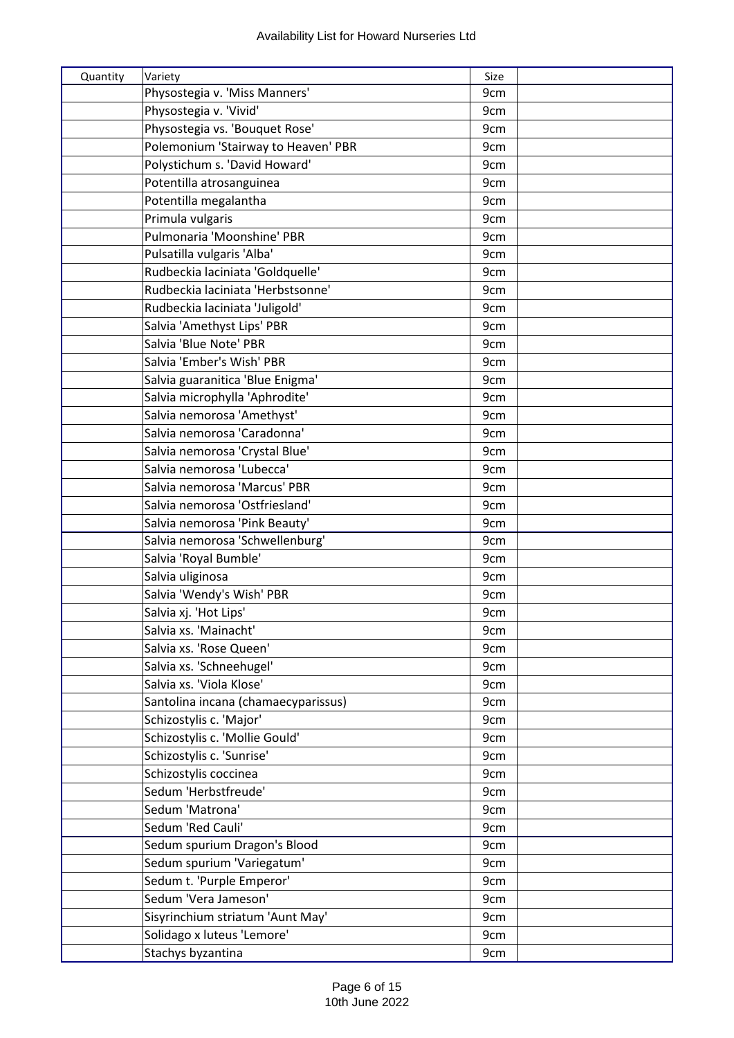| Quantity | Variety | Size | |
|---|---|---|---|
| | Physostegia v. 'Miss Manners' | 9cm | |
| | Physostegia v. 'Vivid' | 9cm | |
| | Physostegia vs. 'Bouquet Rose' | 9cm | |
| | Polemonium 'Stairway to Heaven' PBR | 9cm | |
| | Polystichum s. 'David Howard' | 9cm | |
| | Potentilla atrosanguinea | 9cm | |
| | Potentilla megalantha | 9cm | |
| | Primula vulgaris | 9cm | |
| | Pulmonaria 'Moonshine' PBR | 9cm | |
| | Pulsatilla vulgaris 'Alba' | 9cm | |
| | Rudbeckia laciniata 'Goldquelle' | 9cm | |
| | Rudbeckia laciniata 'Herbstsonne' | 9cm | |
| | Rudbeckia laciniata 'Juligold' | 9cm | |
| | Salvia 'Amethyst Lips' PBR | 9cm | |
| | Salvia 'Blue Note' PBR | 9cm | |
| | Salvia 'Ember's Wish' PBR | 9cm | |
| | Salvia guaranitica 'Blue Enigma' | 9cm | |
| | Salvia microphylla 'Aphrodite' | 9cm | |
| | Salvia nemorosa 'Amethyst' | 9cm | |
| | Salvia nemorosa 'Caradonna' | 9cm | |
| | Salvia nemorosa 'Crystal Blue' | 9cm | |
| | Salvia nemorosa 'Lubecca' | 9cm | |
| | Salvia nemorosa 'Marcus' PBR | 9cm | |
| | Salvia nemorosa 'Ostfriesland' | 9cm | |
| | Salvia nemorosa 'Pink Beauty' | 9cm | |
| | Salvia nemorosa 'Schwellenburg' | 9cm | |
| | Salvia 'Royal Bumble' | 9cm | |
| | Salvia uliginosa | 9cm | |
| | Salvia 'Wendy's Wish' PBR | 9cm | |
| | Salvia xj. 'Hot Lips' | 9cm | |
| | Salvia xs. 'Mainacht' | 9cm | |
| | Salvia xs. 'Rose Queen' | 9cm | |
| | Salvia xs. 'Schneehugel' | 9cm | |
| | Salvia xs. 'Viola Klose' | 9cm | |
| | Santolina incana (chamaecyparissus) | 9cm | |
| | Schizostylis c. 'Major' | 9cm | |
| | Schizostylis c. 'Mollie Gould' | 9cm | |
| | Schizostylis c. 'Sunrise' | 9cm | |
| | Schizostylis coccinea | 9cm | |
| | Sedum 'Herbstfreude' | 9cm | |
| | Sedum 'Matrona' | 9cm | |
| | Sedum 'Red Cauli' | 9cm | |
| | Sedum spurium Dragon's Blood | 9cm | |
| | Sedum spurium 'Variegatum' | 9cm | |
| | Sedum t. 'Purple Emperor' | 9cm | |
| | Sedum 'Vera Jameson' | 9cm | |
| | Sisyrinchium striatum 'Aunt May' | 9cm | |
| | Solidago x luteus 'Lemore' | 9cm | |
| | Stachys byzantina | 9cm | |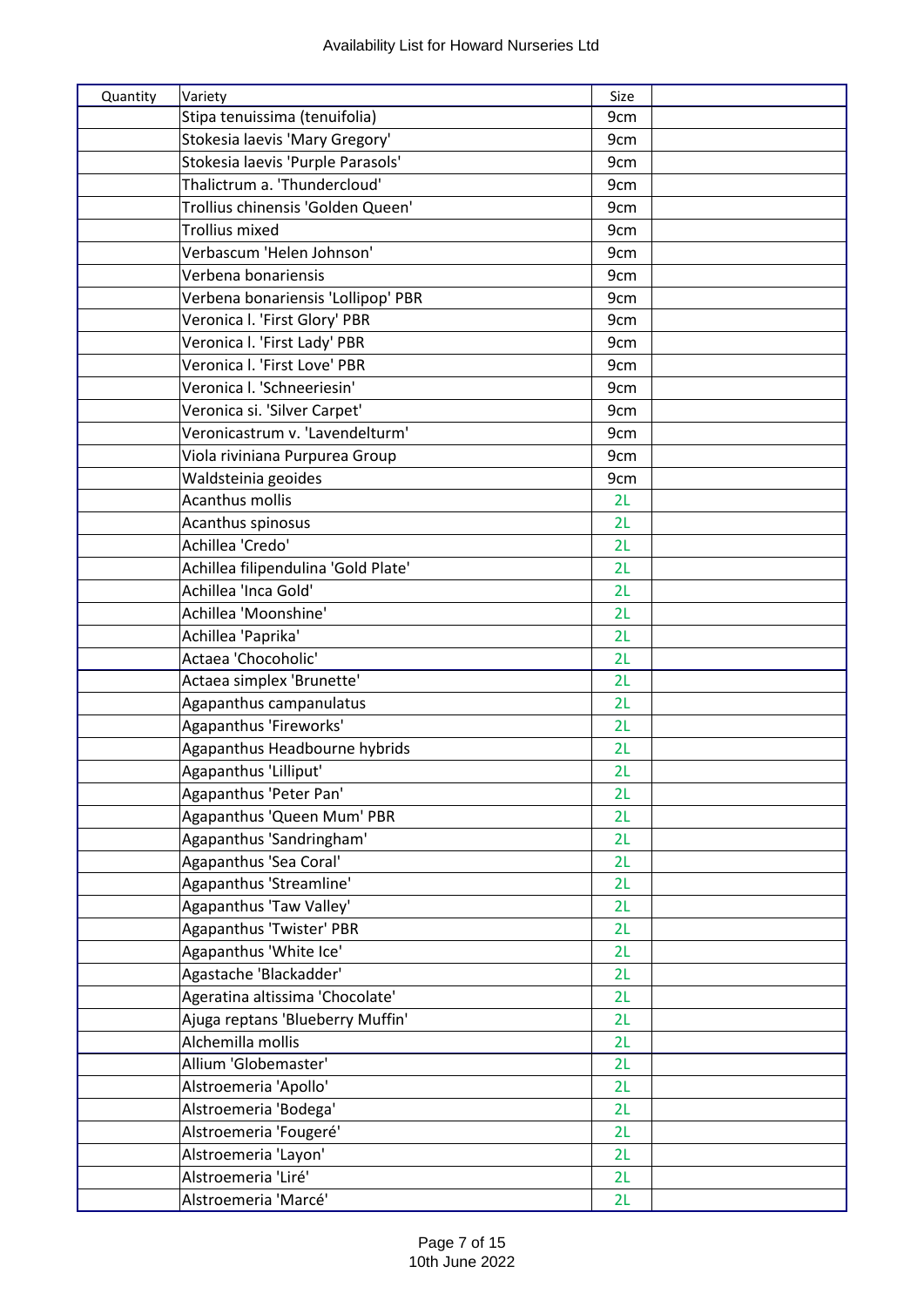Availability List for Howard Nurseries Ltd

| Quantity | Variety | Size | |
|---|---|---|---|
| | Stipa tenuissima (tenuifolia) | 9cm | |
| | Stokesia laevis 'Mary Gregory' | 9cm | |
| | Stokesia laevis 'Purple Parasols' | 9cm | |
| | Thalictrum a. 'Thundercloud' | 9cm | |
| | Trollius chinensis 'Golden Queen' | 9cm | |
| | Trollius mixed | 9cm | |
| | Verbascum 'Helen Johnson' | 9cm | |
| | Verbena bonariensis | 9cm | |
| | Verbena bonariensis 'Lollipop' PBR | 9cm | |
| | Veronica l. 'First Glory' PBR | 9cm | |
| | Veronica l. 'First Lady' PBR | 9cm | |
| | Veronica l. 'First Love' PBR | 9cm | |
| | Veronica l. 'Schneeriesin' | 9cm | |
| | Veronica si. 'Silver Carpet' | 9cm | |
| | Veronicastrum v. 'Lavendelturm' | 9cm | |
| | Viola riviniana Purpurea Group | 9cm | |
| | Waldsteinia geoides | 9cm | |
| | Acanthus mollis | 2L | |
| | Acanthus spinosus | 2L | |
| | Achillea 'Credo' | 2L | |
| | Achillea filipendulina 'Gold Plate' | 2L | |
| | Achillea 'Inca Gold' | 2L | |
| | Achillea 'Moonshine' | 2L | |
| | Achillea 'Paprika' | 2L | |
| | Actaea 'Chocoholic' | 2L | |
| | Actaea simplex 'Brunette' | 2L | |
| | Agapanthus campanulatus | 2L | |
| | Agapanthus 'Fireworks' | 2L | |
| | Agapanthus Headbourne hybrids | 2L | |
| | Agapanthus 'Lilliput' | 2L | |
| | Agapanthus 'Peter Pan' | 2L | |
| | Agapanthus 'Queen Mum' PBR | 2L | |
| | Agapanthus 'Sandringham' | 2L | |
| | Agapanthus 'Sea Coral' | 2L | |
| | Agapanthus 'Streamline' | 2L | |
| | Agapanthus 'Taw Valley' | 2L | |
| | Agapanthus 'Twister' PBR | 2L | |
| | Agapanthus 'White Ice' | 2L | |
| | Agastache 'Blackadder' | 2L | |
| | Ageratina altissima 'Chocolate' | 2L | |
| | Ajuga reptans 'Blueberry Muffin' | 2L | |
| | Alchemilla mollis | 2L | |
| | Allium 'Globemaster' | 2L | |
| | Alstroemeria 'Apollo' | 2L | |
| | Alstroemeria 'Bodega' | 2L | |
| | Alstroemeria 'Fougeré' | 2L | |
| | Alstroemeria 'Layon' | 2L | |
| | Alstroemeria 'Liré' | 2L | |
| | Alstroemeria 'Marcé' | 2L | |

10th June 2022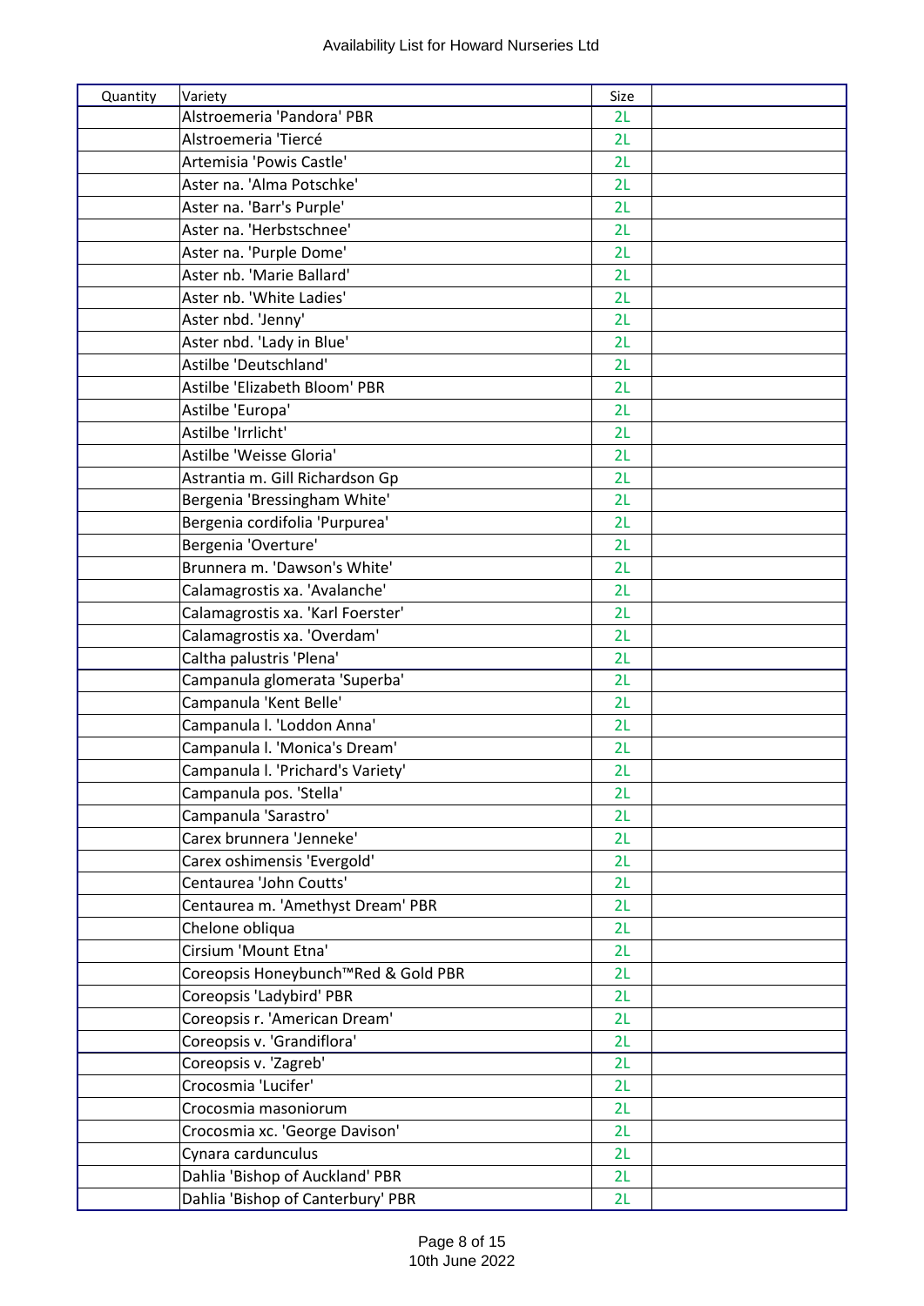# Availability List for Howard Nurseries Ltd

| Quantity | Variety | Size | |
|---|---|---|---|
| | Alstroemeria 'Pandora' PBR | 2L | |
| | Alstroemeria 'Tiercé | 2L | |
| | Artemisia 'Powis Castle' | 2L | |
| | Aster na. 'Alma Potschke' | 2L | |
| | Aster na. 'Barr's Purple' | 2L | |
| | Aster na. 'Herbstschnee' | 2L | |
| | Aster na. 'Purple Dome' | 2L | |
| | Aster nb. 'Marie Ballard' | 2L | |
| | Aster nb. 'White Ladies' | 2L | |
| | Aster nbd. 'Jenny' | 2L | |
| | Aster nbd. 'Lady in Blue' | 2L | |
| | Astilbe 'Deutschland' | 2L | |
| | Astilbe 'Elizabeth Bloom' PBR | 2L | |
| | Astilbe 'Europa' | 2L | |
| | Astilbe 'Irrlicht' | 2L | |
| | Astilbe 'Weisse Gloria' | 2L | |
| | Astrantia m. Gill Richardson Gp | 2L | |
| | Bergenia 'Bressingham White' | 2L | |
| | Bergenia cordifolia 'Purpurea' | 2L | |
| | Bergenia 'Overture' | 2L | |
| | Brunnera m. 'Dawson's White' | 2L | |
| | Calamagrostis xa. 'Avalanche' | 2L | |
| | Calamagrostis xa. 'Karl Foerster' | 2L | |
| | Calamagrostis xa. 'Overdam' | 2L | |
| | Caltha palustris 'Plena' | 2L | |
| | Campanula glomerata 'Superba' | 2L | |
| | Campanula 'Kent Belle' | 2L | |
| | Campanula l. 'Loddon Anna' | 2L | |
| | Campanula l. 'Monica's Dream' | 2L | |
| | Campanula l. 'Prichard's Variety' | 2L | |
| | Campanula pos. 'Stella' | 2L | |
| | Campanula 'Sarastro' | 2L | |
| | Carex brunnera 'Jenneke' | 2L | |
| | Carex oshimensis 'Evergold' | 2L | |
| | Centaurea 'John Coutts' | 2L | |
| | Centaurea m. 'Amethyst Dream' PBR | 2L | |
| | Chelone obliqua | 2L | |
| | Cirsium 'Mount Etna' | 2L | |
| | Coreopsis Honeybunch™Red & Gold PBR | 2L | |
| | Coreopsis 'Ladybird' PBR | 2L | |
| | Coreopsis r. 'American Dream' | 2L | |
| | Coreopsis v. 'Grandiflora' | 2L | |
| | Coreopsis v. 'Zagreb' | 2L | |
| | Crocosmia 'Lucifer' | 2L | |
| | Crocosmia masoniorum | 2L | |
| | Crocosmia xc. 'George Davison' | 2L | |
| | Cynara cardunculus | 2L | |
| | Dahlia 'Bishop of Auckland' PBR | 2L | |
| | Dahlia 'Bishop of Canterbury' PBR | 2L | |

10th June 2022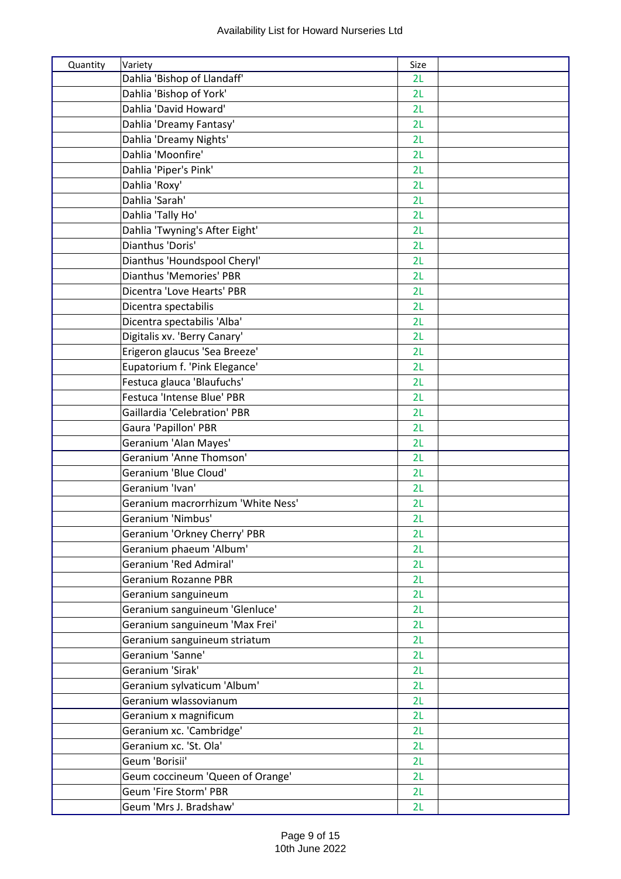| Quantity | Variety | Size | |
|---|---|---|---|
| | Dahlia 'Bishop of Llandaff' | 2L | |
| | Dahlia 'Bishop of York' | 2L | |
| | Dahlia 'David Howard' | 2L | |
| | Dahlia 'Dreamy Fantasy' | 2L | |
| | Dahlia 'Dreamy Nights' | 2L | |
| | Dahlia 'Moonfire' | 2L | |
| | Dahlia 'Piper's Pink' | 2L | |
| | Dahlia 'Roxy' | 2L | |
| | Dahlia 'Sarah' | 2L | |
| | Dahlia 'Tally Ho' | 2L | |
| | Dahlia 'Twyning's After Eight' | 2L | |
| | Dianthus 'Doris' | 2L | |
| | Dianthus 'Houndspool Cheryl' | 2L | |
| | Dianthus 'Memories' PBR | 2L | |
| | Dicentra 'Love Hearts' PBR | 2L | |
| | Dicentra spectabilis | 2L | |
| | Dicentra spectabilis 'Alba' | 2L | |
| | Digitalis xv. 'Berry Canary' | 2L | |
| | Erigeron glaucus 'Sea Breeze' | 2L | |
| | Eupatorium f. 'Pink Elegance' | 2L | |
| | Festuca glauca 'Blaufuchs' | 2L | |
| | Festuca 'Intense Blue' PBR | 2L | |
| | Gaillardia 'Celebration' PBR | 2L | |
| | Gaura 'Papillon' PBR | 2L | |
| | Geranium 'Alan Mayes' | 2L | |
| | Geranium 'Anne Thomson' | 2L | |
| | Geranium 'Blue Cloud' | 2L | |
| | Geranium 'Ivan' | 2L | |
| | Geranium macrorrhizum 'White Ness' | 2L | |
| | Geranium 'Nimbus' | 2L | |
| | Geranium 'Orkney Cherry' PBR | 2L | |
| | Geranium phaeum 'Album' | 2L | |
| | Geranium 'Red Admiral' | 2L | |
| | Geranium Rozanne PBR | 2L | |
| | Geranium sanguineum | 2L | |
| | Geranium sanguineum 'Glenluce' | 2L | |
| | Geranium sanguineum 'Max Frei' | 2L | |
| | Geranium sanguineum striatum | 2L | |
| | Geranium 'Sanne' | 2L | |
| | Geranium 'Sirak' | 2L | |
| | Geranium sylvaticum 'Album' | 2L | |
| | Geranium wlassovianum | 2L | |
| | Geranium x magnificum | 2L | |
| | Geranium xc. 'Cambridge' | 2L | |
| | Geranium xc. 'St. Ola' | 2L | |
| | Geum 'Borisii' | 2L | |
| | Geum coccineum 'Queen of Orange' | 2L | |
| | Geum 'Fire Storm' PBR | 2L | |
| | Geum 'Mrs J. Bradshaw' | 2L | |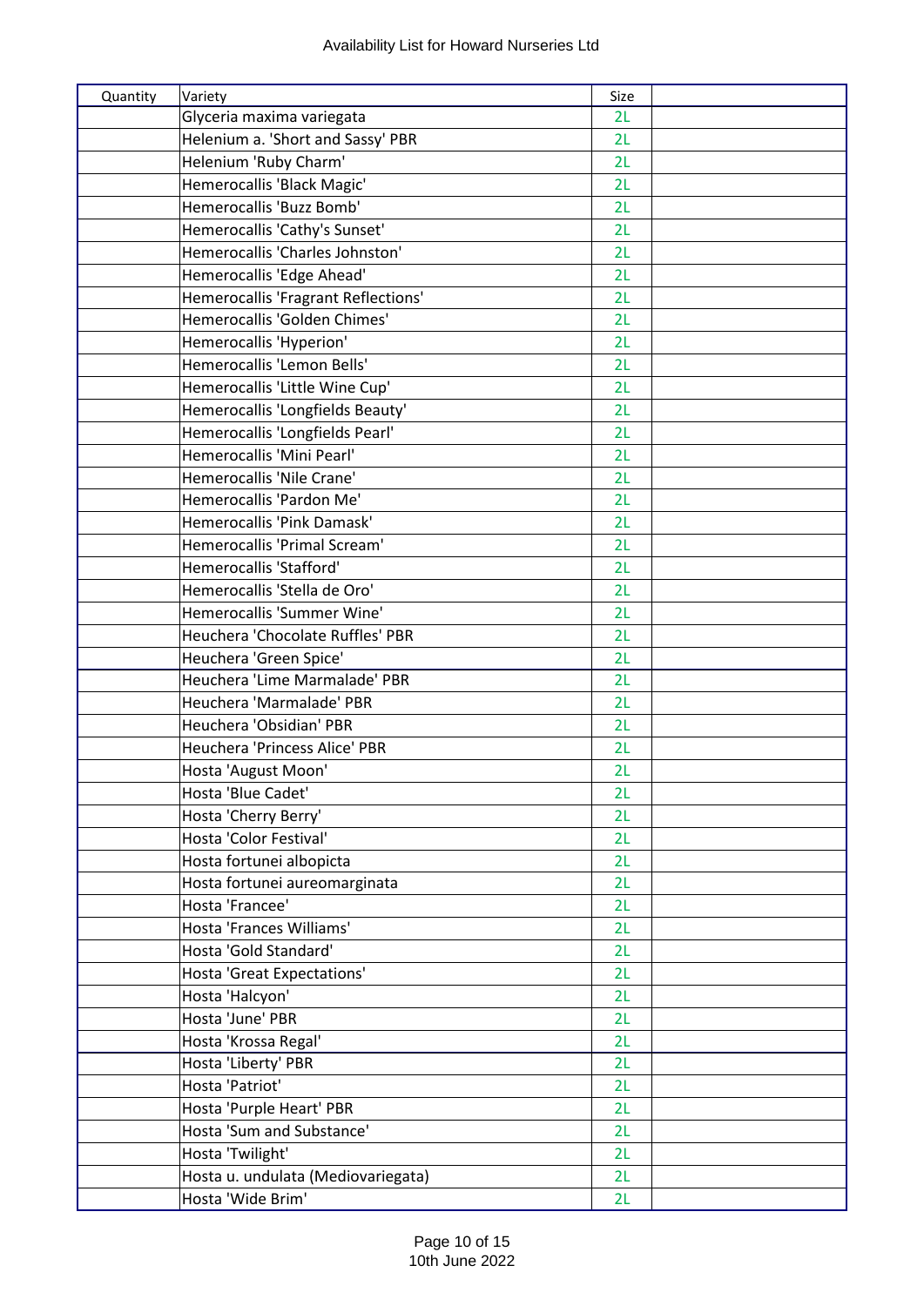| Quantity | Variety | Size | |
|---|---|---|---|
| | Glyceria maxima variegata | 2L | |
| | Helenium a. 'Short and Sassy' PBR | 2L | |
| | Helenium 'Ruby Charm' | 2L | |
| | Hemerocallis 'Black Magic' | 2L | |
| | Hemerocallis 'Buzz Bomb' | 2L | |
| | Hemerocallis 'Cathy's Sunset' | 2L | |
| | Hemerocallis 'Charles Johnston' | 2L | |
| | Hemerocallis 'Edge Ahead' | 2L | |
| | Hemerocallis 'Fragrant Reflections' | 2L | |
| | Hemerocallis 'Golden Chimes' | 2L | |
| | Hemerocallis 'Hyperion' | 2L | |
| | Hemerocallis 'Lemon Bells' | 2L | |
| | Hemerocallis 'Little Wine Cup' | 2L | |
| | Hemerocallis 'Longfields Beauty' | 2L | |
| | Hemerocallis 'Longfields Pearl' | 2L | |
| | Hemerocallis 'Mini Pearl' | 2L | |
| | Hemerocallis 'Nile Crane' | 2L | |
| | Hemerocallis 'Pardon Me' | 2L | |
| | Hemerocallis 'Pink Damask' | 2L | |
| | Hemerocallis 'Primal Scream' | 2L | |
| | Hemerocallis 'Stafford' | 2L | |
| | Hemerocallis 'Stella de Oro' | 2L | |
| | Hemerocallis 'Summer Wine' | 2L | |
| | Heuchera 'Chocolate Ruffles' PBR | 2L | |
| | Heuchera 'Green Spice' | 2L | |
| | Heuchera 'Lime Marmalade' PBR | 2L | |
| | Heuchera 'Marmalade' PBR | 2L | |
| | Heuchera 'Obsidian' PBR | 2L | |
| | Heuchera 'Princess Alice' PBR | 2L | |
| | Hosta 'August Moon' | 2L | |
| | Hosta 'Blue Cadet' | 2L | |
| | Hosta 'Cherry Berry' | 2L | |
| | Hosta 'Color Festival' | 2L | |
| | Hosta fortunei albopicta | 2L | |
| | Hosta fortunei aureomarginata | 2L | |
| | Hosta 'Francee' | 2L | |
| | Hosta 'Frances Williams' | 2L | |
| | Hosta 'Gold Standard' | 2L | |
| | Hosta 'Great Expectations' | 2L | |
| | Hosta 'Halcyon' | 2L | |
| | Hosta 'June' PBR | 2L | |
| | Hosta 'Krossa Regal' | 2L | |
| | Hosta 'Liberty' PBR | 2L | |
| | Hosta 'Patriot' | 2L | |
| | Hosta 'Purple Heart' PBR | 2L | |
| | Hosta 'Sum and Substance' | 2L | |
| | Hosta 'Twilight' | 2L | |
| | Hosta u. undulata (Mediovariegata) | 2L | |
| | Hosta 'Wide Brim' | 2L | |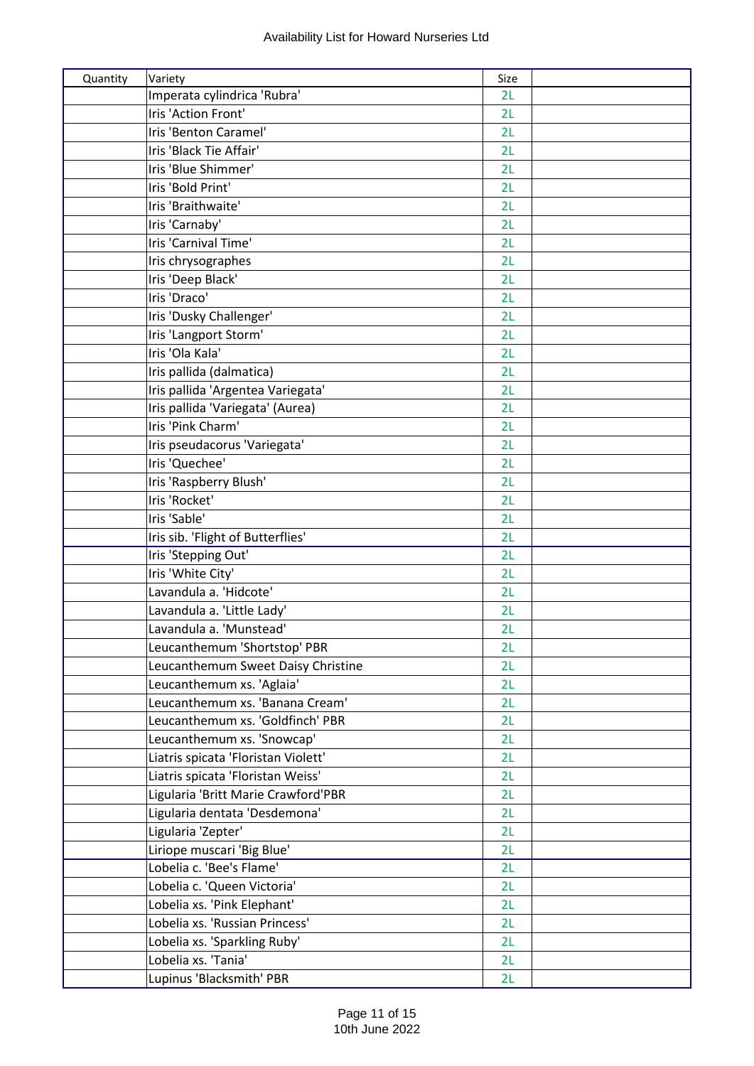| Quantity | Variety | Size | |
|---|---|---|---|
| | Imperata cylindrica 'Rubra' | 2L | |
| | Iris 'Action Front' | 2L | |
| | Iris 'Benton Caramel' | 2L | |
| | Iris 'Black Tie Affair' | 2L | |
| | Iris 'Blue Shimmer' | 2L | |
| | Iris 'Bold Print' | 2L | |
| | Iris 'Braithwaite' | 2L | |
| | Iris 'Carnaby' | 2L | |
| | Iris 'Carnival Time' | 2L | |
| | Iris chrysographes | 2L | |
| | Iris 'Deep Black' | 2L | |
| | Iris 'Draco' | 2L | |
| | Iris 'Dusky Challenger' | 2L | |
| | Iris 'Langport Storm' | 2L | |
| | Iris 'Ola Kala' | 2L | |
| | Iris pallida (dalmatica) | 2L | |
| | Iris pallida 'Argentea Variegata' | 2L | |
| | Iris pallida 'Variegata' (Aurea) | 2L | |
| | Iris 'Pink Charm' | 2L | |
| | Iris pseudacorus 'Variegata' | 2L | |
| | Iris 'Quechee' | 2L | |
| | Iris 'Raspberry Blush' | 2L | |
| | Iris 'Rocket' | 2L | |
| | Iris 'Sable' | 2L | |
| | Iris sib. 'Flight of Butterflies' | 2L | |
| | Iris 'Stepping Out' | 2L | |
| | Iris 'White City' | 2L | |
| | Lavandula a. 'Hidcote' | 2L | |
| | Lavandula a. 'Little Lady' | 2L | |
| | Lavandula a. 'Munstead' | 2L | |
| | Leucanthemum 'Shortstop' PBR | 2L | |
| | Leucanthemum Sweet Daisy Christine | 2L | |
| | Leucanthemum xs. 'Aglaia' | 2L | |
| | Leucanthemum xs. 'Banana Cream' | 2L | |
| | Leucanthemum xs. 'Goldfinch' PBR | 2L | |
| | Leucanthemum xs. 'Snowcap' | 2L | |
| | Liatris spicata 'Floristan Violett' | 2L | |
| | Liatris spicata 'Floristan Weiss' | 2L | |
| | Ligularia 'Britt Marie Crawford'PBR | 2L | |
| | Ligularia dentata 'Desdemona' | 2L | |
| | Ligularia 'Zepter' | 2L | |
| | Liriope muscari 'Big Blue' | 2L | |
| | Lobelia c. 'Bee's Flame' | 2L | |
| | Lobelia c. 'Queen Victoria' | 2L | |
| | Lobelia xs. 'Pink Elephant' | 2L | |
| | Lobelia xs. 'Russian Princess' | 2L | |
| | Lobelia xs. 'Sparkling Ruby' | 2L | |
| | Lobelia xs. 'Tania' | 2L | |
| | Lupinus 'Blacksmith' PBR | 2L | |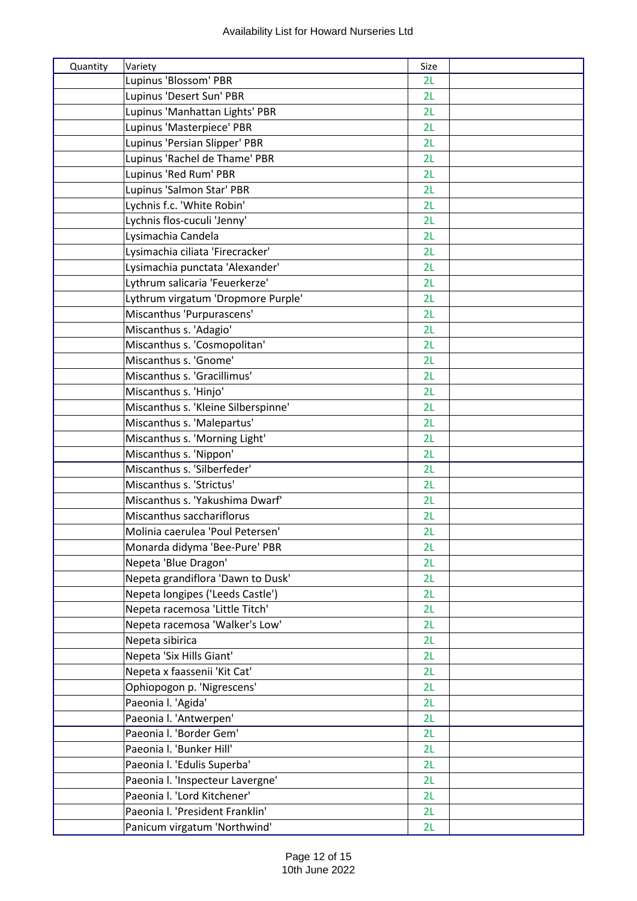| Quantity | Variety | Size | |
|---|---|---|---|
| | Lupinus 'Blossom' PBR | 2L | |
| | Lupinus 'Desert Sun' PBR | 2L | |
| | Lupinus 'Manhattan Lights' PBR | 2L | |
| | Lupinus 'Masterpiece' PBR | 2L | |
| | Lupinus 'Persian Slipper' PBR | 2L | |
| | Lupinus 'Rachel de Thame' PBR | 2L | |
| | Lupinus 'Red Rum' PBR | 2L | |
| | Lupinus 'Salmon Star' PBR | 2L | |
| | Lychnis f.c. 'White Robin' | 2L | |
| | Lychnis flos-cuculi 'Jenny' | 2L | |
| | Lysimachia Candela | 2L | |
| | Lysimachia ciliata 'Firecracker' | 2L | |
| | Lysimachia punctata 'Alexander' | 2L | |
| | Lythrum salicaria 'Feuerkerze' | 2L | |
| | Lythrum virgatum 'Dropmore Purple' | 2L | |
| | Miscanthus 'Purpurascens' | 2L | |
| | Miscanthus s. 'Adagio' | 2L | |
| | Miscanthus s. 'Cosmopolitan' | 2L | |
| | Miscanthus s. 'Gnome' | 2L | |
| | Miscanthus s. 'Gracillimus' | 2L | |
| | Miscanthus s. 'Hinjo' | 2L | |
| | Miscanthus s. 'Kleine Silberspinne' | 2L | |
| | Miscanthus s. 'Malepartus' | 2L | |
| | Miscanthus s. 'Morning Light' | 2L | |
| | Miscanthus s. 'Nippon' | 2L | |
| | Miscanthus s. 'Silberfeder' | 2L | |
| | Miscanthus s. 'Strictus' | 2L | |
| | Miscanthus s. 'Yakushima Dwarf' | 2L | |
| | Miscanthus sacchariflorus | 2L | |
| | Molinia caerulea 'Poul Petersen' | 2L | |
| | Monarda didyma 'Bee-Pure' PBR | 2L | |
| | Nepeta 'Blue Dragon' | 2L | |
| | Nepeta grandiflora 'Dawn to Dusk' | 2L | |
| | Nepeta longipes ('Leeds Castle') | 2L | |
| | Nepeta racemosa 'Little Titch' | 2L | |
| | Nepeta racemosa 'Walker's Low' | 2L | |
| | Nepeta sibirica | 2L | |
| | Nepeta 'Six Hills Giant' | 2L | |
| | Nepeta x faassenii 'Kit Cat' | 2L | |
| | Ophiopogon p. 'Nigrescens' | 2L | |
| | Paeonia l. 'Agida' | 2L | |
| | Paeonia l. 'Antwerpen' | 2L | |
| | Paeonia l. 'Border Gem' | 2L | |
| | Paeonia l. 'Bunker Hill' | 2L | |
| | Paeonia l. 'Edulis Superba' | 2L | |
| | Paeonia l. 'Inspecteur Lavergne' | 2L | |
| | Paeonia l. 'Lord Kitchener' | 2L | |
| | Paeonia l. 'President Franklin' | 2L | |
| | Panicum virgatum 'Northwind' | 2L | |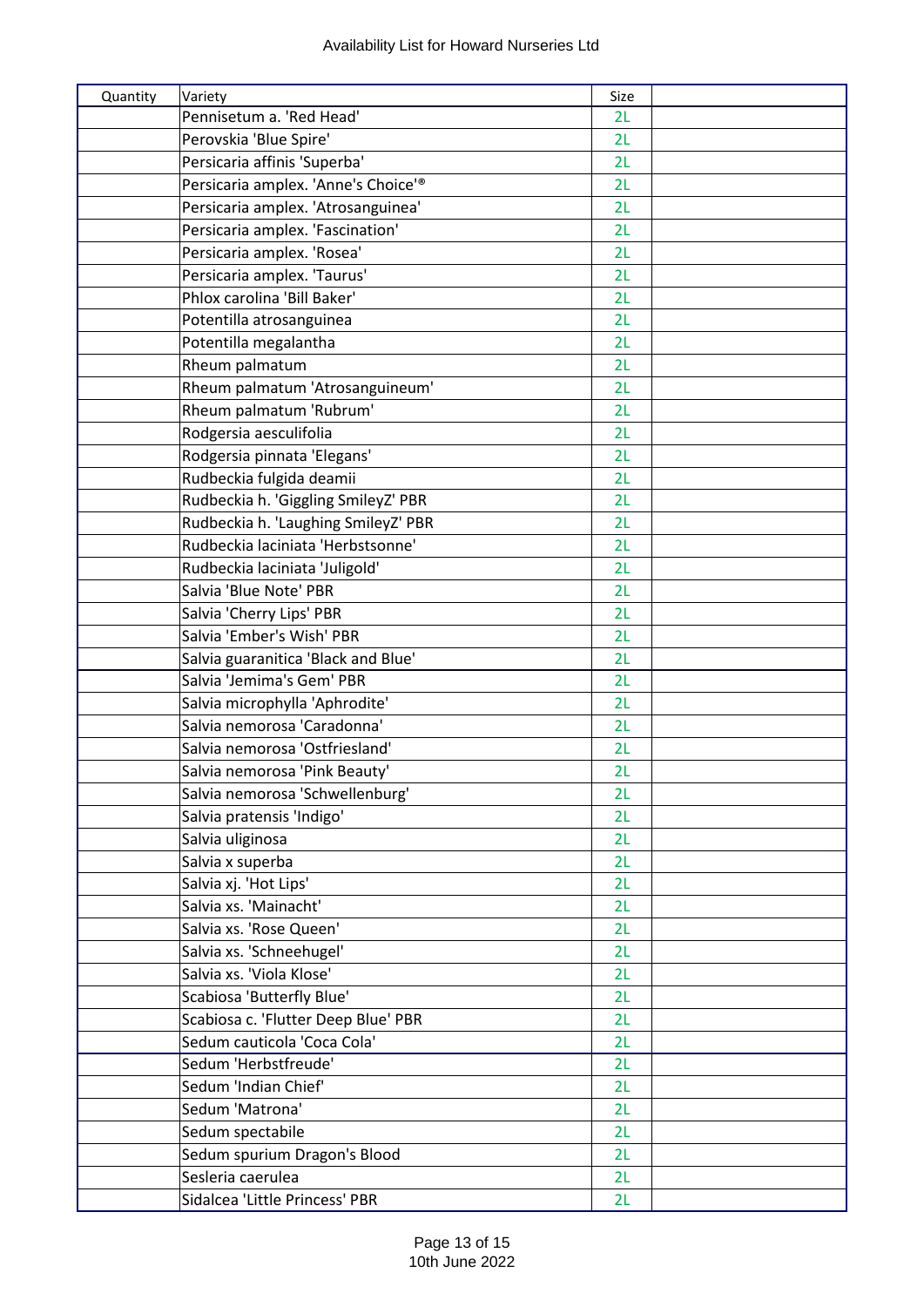| Quantity | Variety | Size | |
|---|---|---|---|
| | Pennisetum a. 'Red Head' | 2L | |
| | Perovskia 'Blue Spire' | 2L | |
| | Persicaria affinis 'Superba' | 2L | |
| | Persicaria amplex. 'Anne's Choice'® | 2L | |
| | Persicaria amplex. 'Atrosanguinea' | 2L | |
| | Persicaria amplex. 'Fascination' | 2L | |
| | Persicaria amplex. 'Rosea' | 2L | |
| | Persicaria amplex. 'Taurus' | 2L | |
| | Phlox carolina 'Bill Baker' | 2L | |
| | Potentilla atrosanguinea | 2L | |
| | Potentilla megalantha | 2L | |
| | Rheum palmatum | 2L | |
| | Rheum palmatum 'Atrosanguineum' | 2L | |
| | Rheum palmatum 'Rubrum' | 2L | |
| | Rodgersia aesculifolia | 2L | |
| | Rodgersia pinnata 'Elegans' | 2L | |
| | Rudbeckia fulgida deamii | 2L | |
| | Rudbeckia h. 'Giggling SmileyZ' PBR | 2L | |
| | Rudbeckia h. 'Laughing SmileyZ' PBR | 2L | |
| | Rudbeckia laciniata 'Herbstsonne' | 2L | |
| | Rudbeckia laciniata 'Juligold' | 2L | |
| | Salvia 'Blue Note' PBR | 2L | |
| | Salvia 'Cherry Lips' PBR | 2L | |
| | Salvia 'Ember's Wish' PBR | 2L | |
| | Salvia guaranitica 'Black and Blue' | 2L | |
| | Salvia 'Jemima's Gem' PBR | 2L | |
| | Salvia microphylla 'Aphrodite' | 2L | |
| | Salvia nemorosa 'Caradonna' | 2L | |
| | Salvia nemorosa 'Ostfriesland' | 2L | |
| | Salvia nemorosa 'Pink Beauty' | 2L | |
| | Salvia nemorosa 'Schwellenburg' | 2L | |
| | Salvia pratensis 'Indigo' | 2L | |
| | Salvia uliginosa | 2L | |
| | Salvia x superba | 2L | |
| | Salvia xj. 'Hot Lips' | 2L | |
| | Salvia xs. 'Mainacht' | 2L | |
| | Salvia xs. 'Rose Queen' | 2L | |
| | Salvia xs. 'Schneehugel' | 2L | |
| | Salvia xs. 'Viola Klose' | 2L | |
| | Scabiosa 'Butterfly Blue' | 2L | |
| | Scabiosa c. 'Flutter Deep Blue' PBR | 2L | |
| | Sedum cauticola 'Coca Cola' | 2L | |
| | Sedum 'Herbstfreude' | 2L | |
| | Sedum 'Indian Chief' | 2L | |
| | Sedum 'Matrona' | 2L | |
| | Sedum spectabile | 2L | |
| | Sedum spurium Dragon's Blood | 2L | |
| | Sesleria caerulea | 2L | |
| | Sidalcea 'Little Princess' PBR | 2L | |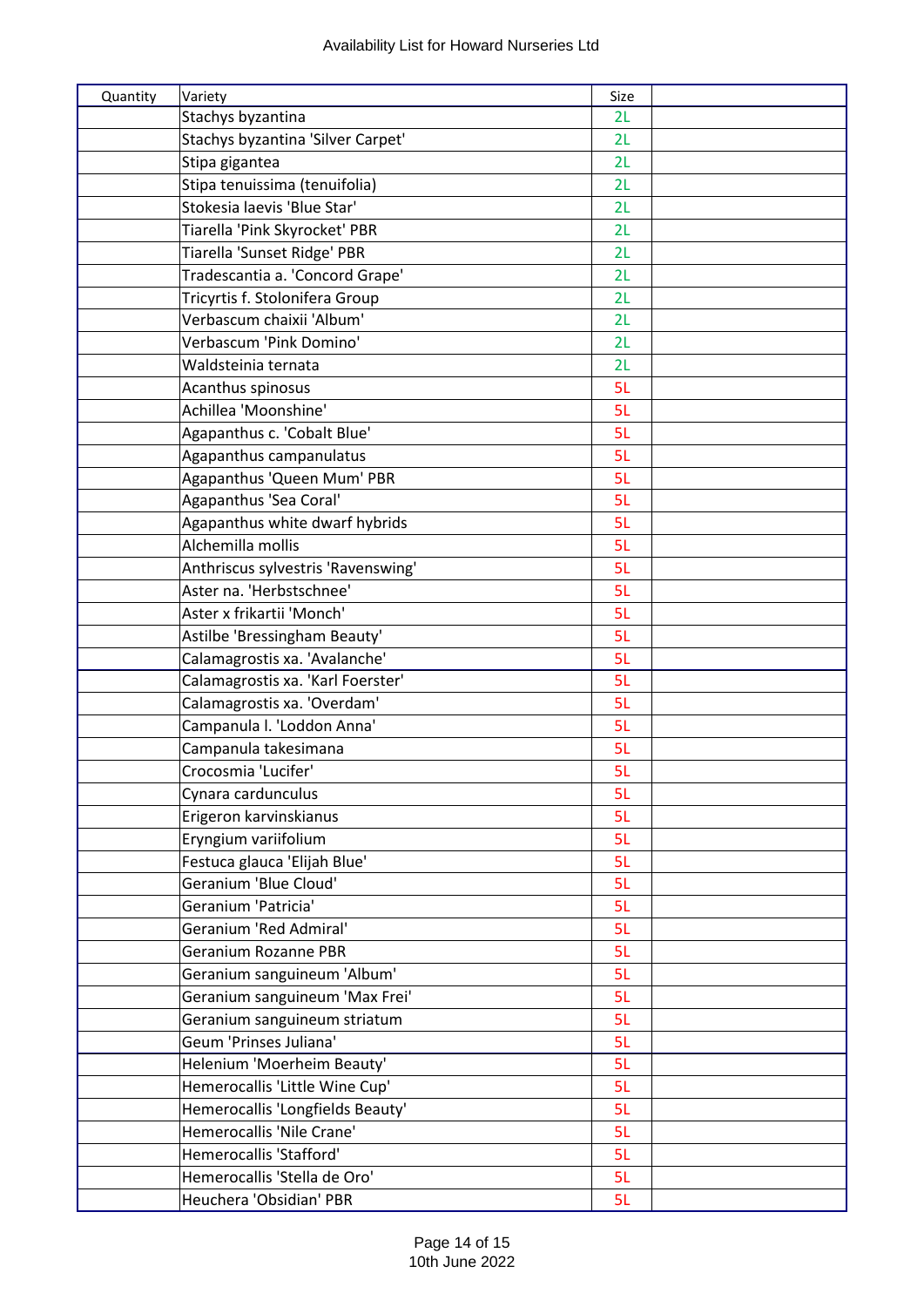Availability List for Howard Nurseries Ltd

| Quantity | Variety | Size | |
|---|---|---|---|
| | Stachys byzantina | 2L | |
| | Stachys byzantina 'Silver Carpet' | 2L | |
| | Stipa gigantea | 2L | |
| | Stipa tenuissima (tenuifolia) | 2L | |
| | Stokesia laevis 'Blue Star' | 2L | |
| | Tiarella 'Pink Skyrocket' PBR | 2L | |
| | Tiarella 'Sunset Ridge' PBR | 2L | |
| | Tradescantia a. 'Concord Grape' | 2L | |
| | Tricyrtis f. Stolonifera Group | 2L | |
| | Verbascum chaixii 'Album' | 2L | |
| | Verbascum 'Pink Domino' | 2L | |
| | Waldsteinia ternata | 2L | |
| | Acanthus spinosus | 5L | |
| | Achillea 'Moonshine' | 5L | |
| | Agapanthus c. 'Cobalt Blue' | 5L | |
| | Agapanthus campanulatus | 5L | |
| | Agapanthus 'Queen Mum' PBR | 5L | |
| | Agapanthus 'Sea Coral' | 5L | |
| | Agapanthus white dwarf hybrids | 5L | |
| | Alchemilla mollis | 5L | |
| | Anthriscus sylvestris 'Ravenswing' | 5L | |
| | Aster na. 'Herbstschnee' | 5L | |
| | Aster x frikartii 'Monch' | 5L | |
| | Astilbe 'Bressingham Beauty' | 5L | |
| | Calamagrostis xa. 'Avalanche' | 5L | |
| | Calamagrostis xa. 'Karl Foerster' | 5L | |
| | Calamagrostis xa. 'Overdam' | 5L | |
| | Campanula l. 'Loddon Anna' | 5L | |
| | Campanula takesimana | 5L | |
| | Crocosmia 'Lucifer' | 5L | |
| | Cynara cardunculus | 5L | |
| | Erigeron karvinskianus | 5L | |
| | Eryngium variifolium | 5L | |
| | Festuca glauca 'Elijah Blue' | 5L | |
| | Geranium 'Blue Cloud' | 5L | |
| | Geranium 'Patricia' | 5L | |
| | Geranium 'Red Admiral' | 5L | |
| | Geranium Rozanne PBR | 5L | |
| | Geranium sanguineum 'Album' | 5L | |
| | Geranium sanguineum 'Max Frei' | 5L | |
| | Geranium sanguineum striatum | 5L | |
| | Geum 'Prinses Juliana' | 5L | |
| | Helenium 'Moerheim Beauty' | 5L | |
| | Hemerocallis 'Little Wine Cup' | 5L | |
| | Hemerocallis 'Longfields Beauty' | 5L | |
| | Hemerocallis 'Nile Crane' | 5L | |
| | Hemerocallis 'Stafford' | 5L | |
| | Hemerocallis 'Stella de Oro' | 5L | |
| | Heuchera 'Obsidian' PBR | 5L | |

10th June 2022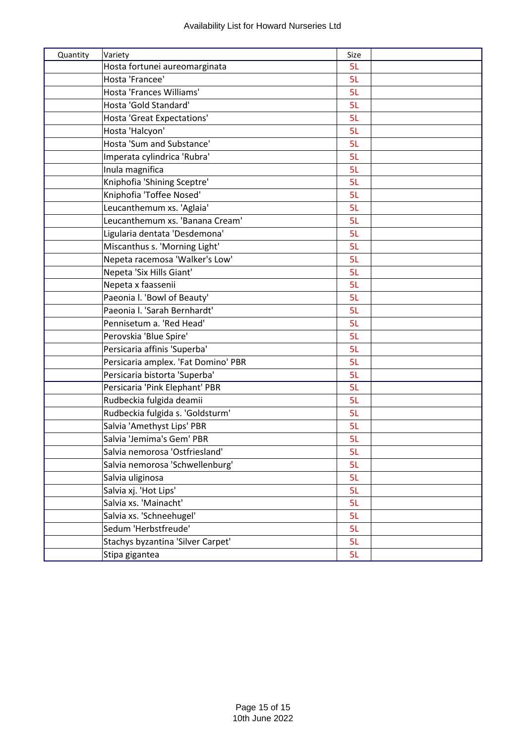| Quantity | Variety | Size | |
|---|---|---|---|
| | Hosta fortunei aureomarginata | 5L | |
| | Hosta 'Francee' | 5L | |
| | Hosta 'Frances Williams' | 5L | |
| | Hosta 'Gold Standard' | 5L | |
| | Hosta 'Great Expectations' | 5L | |
| | Hosta 'Halcyon' | 5L | |
| | Hosta 'Sum and Substance' | 5L | |
| | Imperata cylindrica 'Rubra' | 5L | |
| | Inula magnifica | 5L | |
| | Kniphofia 'Shining Sceptre' | 5L | |
| | Kniphofia 'Toffee Nosed' | 5L | |
| | Leucanthemum xs. 'Aglaia' | 5L | |
| | Leucanthemum xs. 'Banana Cream' | 5L | |
| | Ligularia dentata 'Desdemona' | 5L | |
| | Miscanthus s. 'Morning Light' | 5L | |
| | Nepeta racemosa 'Walker's Low' | 5L | |
| | Nepeta 'Six Hills Giant' | 5L | |
| | Nepeta x faassenii | 5L | |
| | Paeonia l. 'Bowl of Beauty' | 5L | |
| | Paeonia l. 'Sarah Bernhardt' | 5L | |
| | Pennisetum a. 'Red Head' | 5L | |
| | Perovskia 'Blue Spire' | 5L | |
| | Persicaria affinis 'Superba' | 5L | |
| | Persicaria amplex. 'Fat Domino' PBR | 5L | |
| | Persicaria bistorta 'Superba' | 5L | |
| | Persicaria 'Pink Elephant' PBR | 5L | |
| | Rudbeckia fulgida deamii | 5L | |
| | Rudbeckia fulgida s. 'Goldsturm' | 5L | |
| | Salvia 'Amethyst Lips' PBR | 5L | |
| | Salvia 'Jemima's Gem' PBR | 5L | |
| | Salvia nemorosa 'Ostfriesland' | 5L | |
| | Salvia nemorosa 'Schwellenburg' | 5L | |
| | Salvia uliginosa | 5L | |
| | Salvia xj. 'Hot Lips' | 5L | |
| | Salvia xs. 'Mainacht' | 5L | |
| | Salvia xs. 'Schneehugel' | 5L | |
| | Sedum 'Herbstfreude' | 5L | |
| | Stachys byzantina 'Silver Carpet' | 5L | |
| | Stipa gigantea | 5L | |

10th June 2022